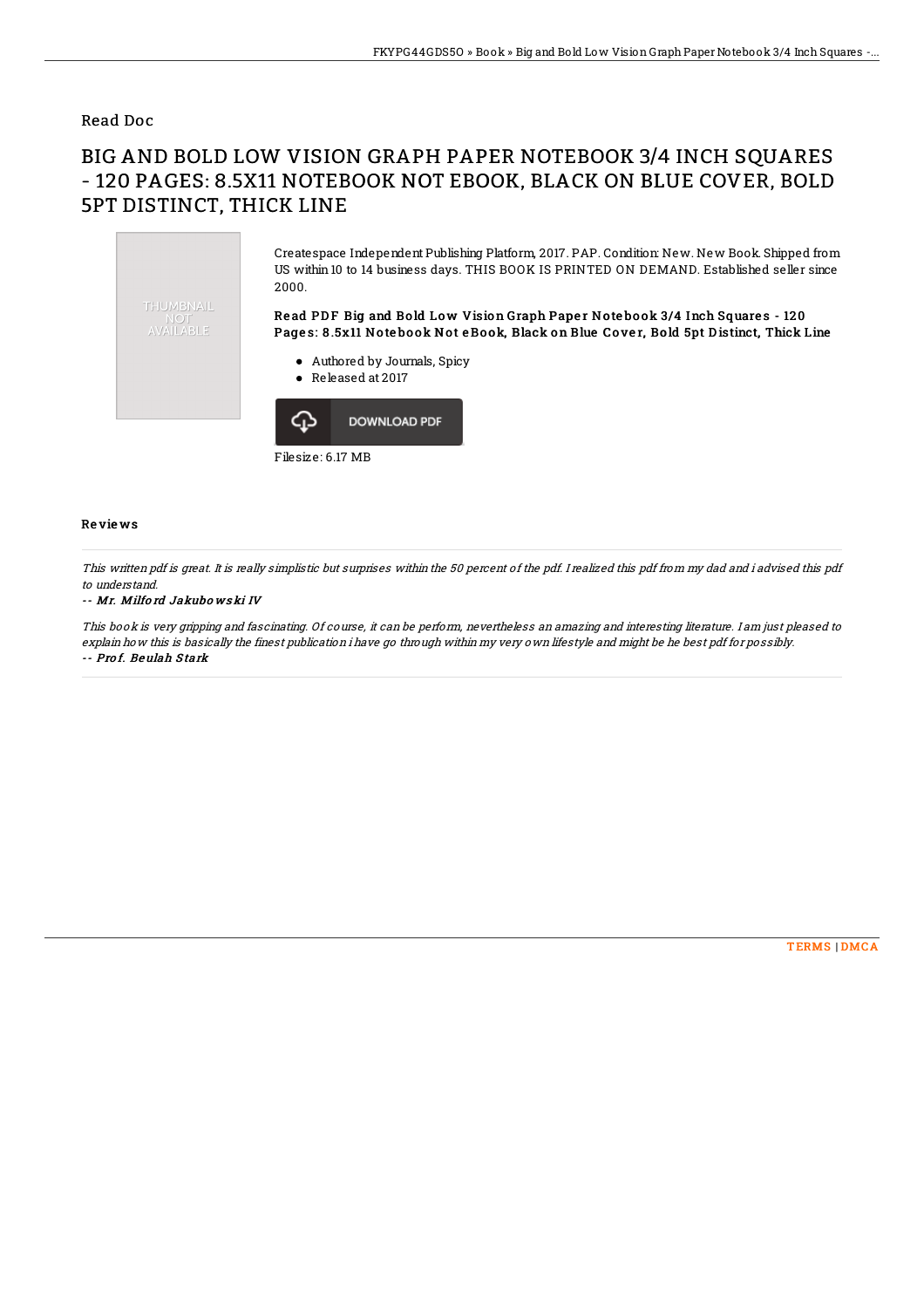Read Doc

# BIG AND BOLD LOW VISION GRAPH PAPER NOTEBOOK 3/4 INCH SQUARES - 120 PAGES: 8.5X11 NOTEBOOK NOT EBOOK, BLACK ON BLUE COVER, BOLD 5PT DISTINCT, THICK LINE

THUMBNAIL NOT AVAILABLE

Createspace Independent Publishing Platform, 2017. PAP. Condition: New. New Book. Shipped from US within 10 to 14 business days. THIS BOOK IS PRINTED ON DEMAND. Established seller since 2000.

**Read PDF Big and Bold Low Vision Graph Paper Notebook 3/4 Inch Squares - 120 Pages: 8.5x11 Notebook Not eBook, Black on Blue Cover, Bold 5pt Distinct, Thick Line**

- Authored by Journals, Spicy
- Released at 2017

DOWNLOAD PDF

Filesize: 6.17 MB

## Reviews

*This written pdf is great. It is really simplistic but surprises within the 50 percent of the pdf. I realized this pdf from my dad and i advised this pdf to understand.*

*-- Mr. Milford Jakubowski IV*

*This book is very gripping and fascinating. Of course, it can be perform, nevertheless an amazing and interesting literature. I am just pleased to explain how this is basically the finest publication i have go through within my very own lifestyle and might be he best pdf for possibly.*

*-- Prof. Beulah Stark*

TERMS | DMCA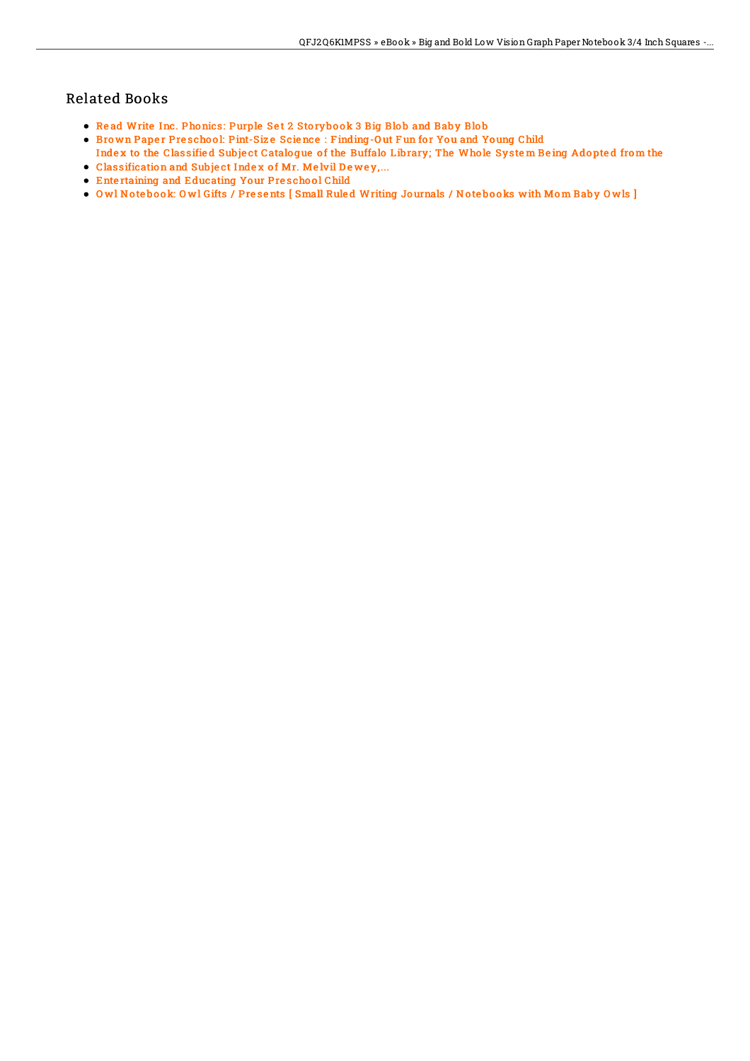## Related Books

- Read Write Inc. Phonics: Purple Set 2 Storybook 3 Big Blob and Baby Blob
- Brown Paper Preschool: Pint-Size Science : Finding-Out Fun for You and Young Child
- Index to the Classified Subject Catalogue of the Buffalo Library; The Whole System Being Adopted from the Classification and Subject Index of Mr. Melvil Dewey,...
- Entertaining and Educating Your Preschool Child
- Owl Notebook: Owl Gifts / Presents [ Small Ruled Writing Journals / Notebooks with Mom Baby Owls ]